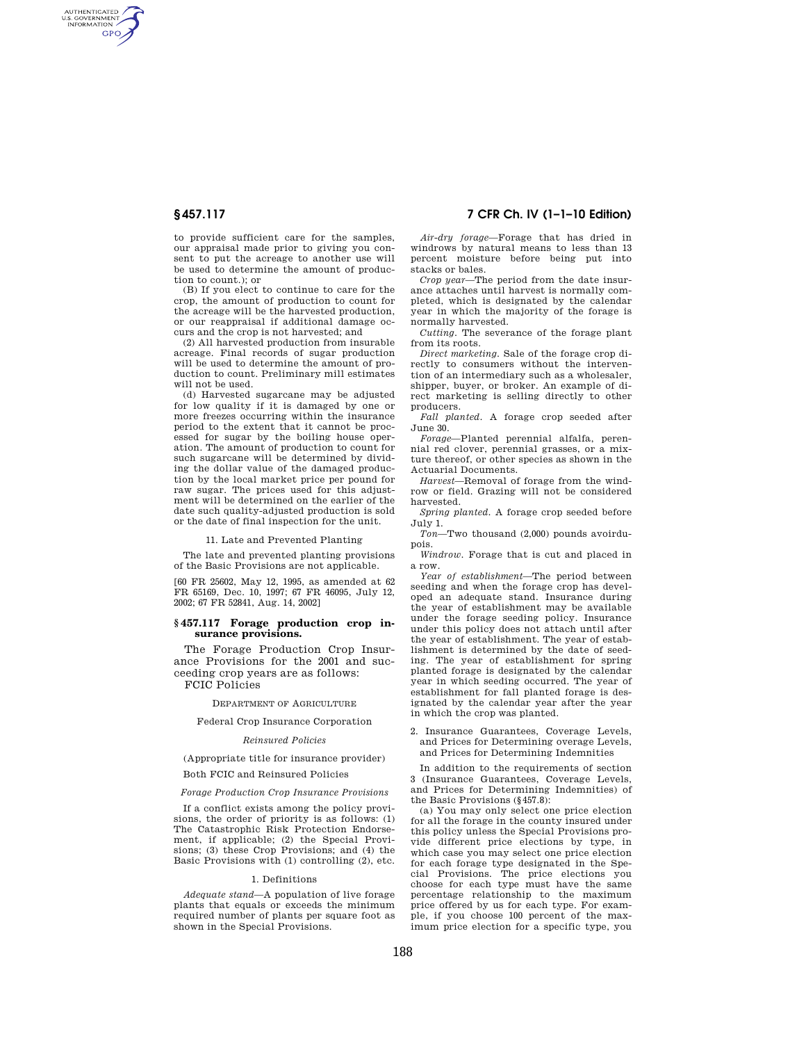to provide sufficient care for the samples, our appraisal made prior to giving you consent to put the acreage to another use will be used to determine the amount of production to count.); or

(B) If you elect to continue to care for the crop, the amount of production to count for the acreage will be the harvested production, or our reappraisal if additional damage occurs and the crop is not harvested; and

(2) All harvested production from insurable acreage. Final records of sugar production will be used to determine the amount of production to count. Preliminary mill estimates will not be used.

(d) Harvested sugarcane may be adjusted for low quality if it is damaged by one or more freezes occurring within the insurance period to the extent that it cannot be processed for sugar by the boiling house operation. The amount of production to count for such sugarcane will be determined by dividing the dollar value of the damaged production by the local market price per pound for raw sugar. The prices used for this adjustment will be determined on the earlier of the date such quality-adjusted production is sold or the date of final inspection for the unit.

11. Late and Prevented Planting

The late and prevented planting provisions of the Basic Provisions are not applicable.

[60 FR 25602, May 12, 1995, as amended at 62 FR 65169, Dec. 10, 1997; 67 FR 46095, July 12, 2002; 67 FR 52841, Aug. 14, 2002]

## § 457.117 Forage production crop insurance provisions.

The Forage Production Crop Insurance Provisions for the 2001 and succeeding crop years are as follows:

FCIC Policies

DEPARTMENT OF AGRICULTURE

Federal Crop Insurance Corporation

*Reinsured Policies*

(Appropriate title for insurance provider)

Both FCIC and Reinsured Policies

*Forage Production Crop Insurance Provisions*

If a conflict exists among the policy provisions, the order of priority is as follows: (1) The Catastrophic Risk Protection Endorsement, if applicable; (2) the Special Provisions; (3) these Crop Provisions; and (4) the Basic Provisions with (1) controlling (2), etc.

1. Definitions

*Adequate stand*—A population of live forage plants that equals or exceeds the minimum required number of plants per square foot as shown in the Special Provisions.

*Air-dry forage*—Forage that has dried in windrows by natural means to less than 13 percent moisture before being put into stacks or bales.

*Crop year*—The period from the date insurance attaches until harvest is normally completed, which is designated by the calendar year in which the majority of the forage is normally harvested.

*Cutting*. The severance of the forage plant from its roots.

*Direct marketing*. Sale of the forage crop directly to consumers without the intervention of an intermediary such as a wholesaler, shipper, buyer, or broker. An example of direct marketing is selling directly to other producers.

*Fall planted*. A forage crop seeded after June 30.

*Forage*—Planted perennial alfalfa, perennial red clover, perennial grasses, or a mixture thereof, or other species as shown in the Actuarial Documents.

*Harvest*—Removal of forage from the windrow or field. Grazing will not be considered harvested.

*Spring planted*. A forage crop seeded before July 1.

*Ton*—Two thousand (2,000) pounds avoirdupois.

*Windrow*. Forage that is cut and placed in a row.

*Year of establishment*—The period between seeding and when the forage crop has developed an adequate stand. Insurance during the year of establishment may be available under the forage seeding policy. Insurance under this policy does not attach until after the year of establishment. The year of establishment is determined by the date of seeding. The year of establishment for spring planted forage is designated by the calendar year in which seeding occurred. The year of establishment for fall planted forage is designated by the calendar year after the year in which the crop was planted.

2. Insurance Guarantees, Coverage Levels, and Prices for Determining overage Levels, and Prices for Determining Indemnities

In addition to the requirements of section 3 (Insurance Guarantees, Coverage Levels, and Prices for Determining Indemnities) of the Basic Provisions (§457.8):

(a) You may only select one price election for all the forage in the county insured under this policy unless the Special Provisions provide different price elections by type, in which case you may select one price election for each forage type designated in the Special Provisions. The price elections you choose for each type must have the same percentage relationship to the maximum price offered by us for each type. For example, if you choose 100 percent of the maximum price election for a specific type, you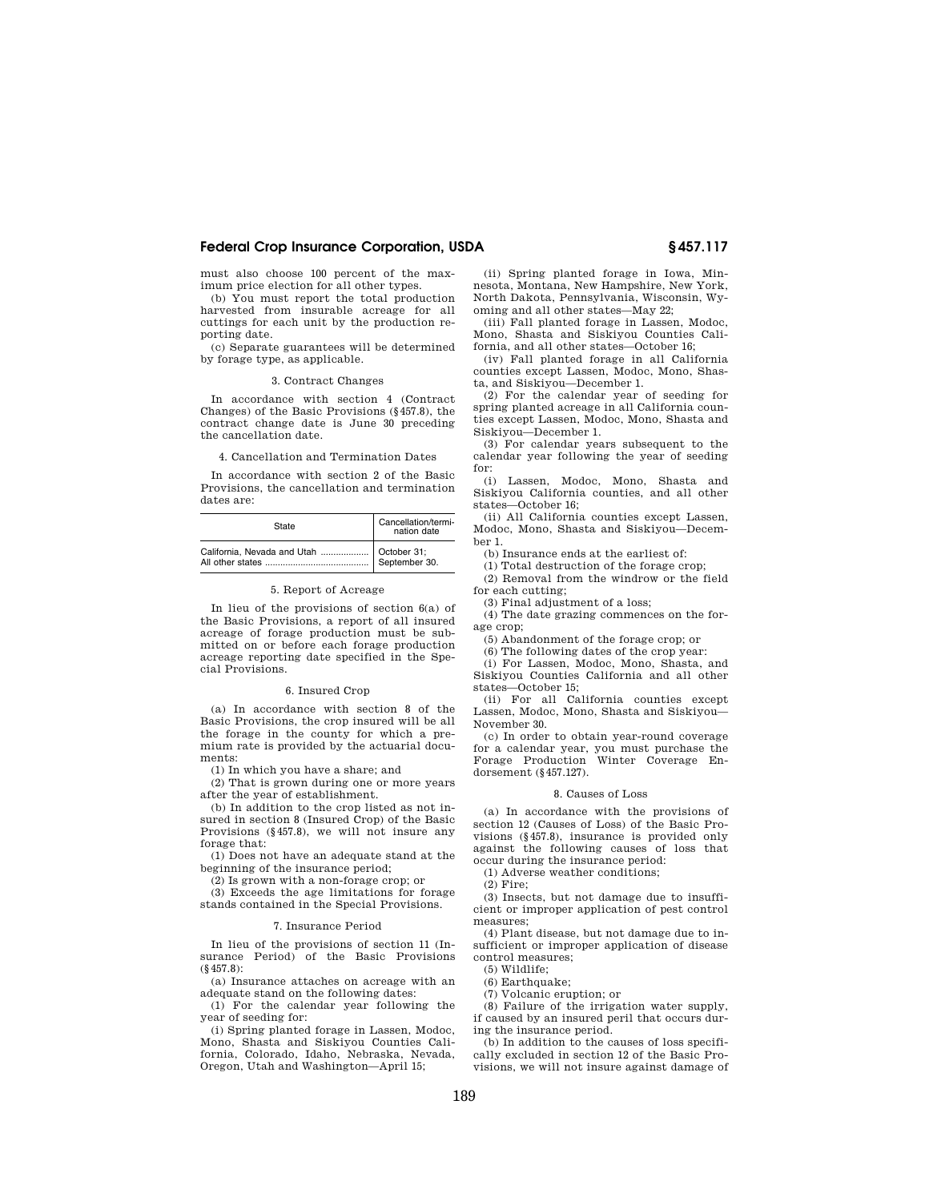must also choose 100 percent of the maximum price election for all other types.

(b) You must report the total production harvested from insurable acreage for all cuttings for each unit by the production reporting date.

(c) Separate guarantees will be determined by forage type, as applicable.

3. Contract Changes

In accordance with section 4 (Contract Changes) of the Basic Provisions (§457.8), the contract change date is June 30 preceding the cancellation date.

4. Cancellation and Termination Dates

In accordance with section 2 of the Basic Provisions, the cancellation and termination dates are:

| State | Cancellation/termination date |
|---|---|
| California, Nevada and Utah | October 31; |
| All other states | September 30. |

5. Report of Acreage

In lieu of the provisions of section 6(a) of the Basic Provisions, a report of all insured acreage of forage production must be submitted on or before each forage production acreage reporting date specified in the Special Provisions.

6. Insured Crop

(a) In accordance with section 8 of the Basic Provisions, the crop insured will be all the forage in the county for which a premium rate is provided by the actuarial documents:

(1) In which you have a share; and

(2) That is grown during one or more years after the year of establishment.

(b) In addition to the crop listed as not insured in section 8 (Insured Crop) of the Basic Provisions (§457.8), we will not insure any forage that:

(1) Does not have an adequate stand at the beginning of the insurance period;

(2) Is grown with a non-forage crop; or

(3) Exceeds the age limitations for forage stands contained in the Special Provisions.

7. Insurance Period

In lieu of the provisions of section 11 (Insurance Period) of the Basic Provisions (§457.8):

(a) Insurance attaches on acreage with an adequate stand on the following dates:

(1) For the calendar year following the year of seeding for:

(i) Spring planted forage in Lassen, Modoc, Mono, Shasta and Siskiyou Counties California, Colorado, Idaho, Nebraska, Nevada, Oregon, Utah and Washington—April 15;

(ii) Spring planted forage in Iowa, Minnesota, Montana, New Hampshire, New York, North Dakota, Pennsylvania, Wisconsin, Wyoming and all other states—May 22;

(iii) Fall planted forage in Lassen, Modoc, Mono, Shasta and Siskiyou Counties California, and all other states—October 16;

(iv) Fall planted forage in all California counties except Lassen, Modoc, Mono, Shasta, and Siskiyou—December 1.

(2) For the calendar year of seeding for spring planted acreage in all California counties except Lassen, Modoc, Mono, Shasta and Siskiyou—December 1.

(3) For calendar years subsequent to the calendar year following the year of seeding for:

(i) Lassen, Modoc, Mono, Shasta and Siskiyou California counties, and all other states—October 16;

(ii) All California counties except Lassen, Modoc, Mono, Shasta and Siskiyou—December 1.

(b) Insurance ends at the earliest of:

(1) Total destruction of the forage crop;

(2) Removal from the windrow or the field for each cutting;

(3) Final adjustment of a loss;

(4) The date grazing commences on the forage crop;

(5) Abandonment of the forage crop; or

(6) The following dates of the crop year:

(i) For Lassen, Modoc, Mono, Shasta, and Siskiyou Counties California and all other states—October 15;

(ii) For all California counties except Lassen, Modoc, Mono, Shasta and Siskiyou—November 30.

(c) In order to obtain year-round coverage for a calendar year, you must purchase the Forage Production Winter Coverage Endorsement (§457.127).

8. Causes of Loss

(a) In accordance with the provisions of section 12 (Causes of Loss) of the Basic Provisions (§457.8), insurance is provided only against the following causes of loss that occur during the insurance period:

(1) Adverse weather conditions;

(2) Fire;

(3) Insects, but not damage due to insufficient or improper application of pest control measures;

(4) Plant disease, but not damage due to insufficient or improper application of disease control measures;

(5) Wildlife;

(6) Earthquake;

(7) Volcanic eruption; or

(8) Failure of the irrigation water supply, if caused by an insured peril that occurs during the insurance period.

(b) In addition to the causes of loss specifically excluded in section 12 of the Basic Provisions, we will not insure against damage of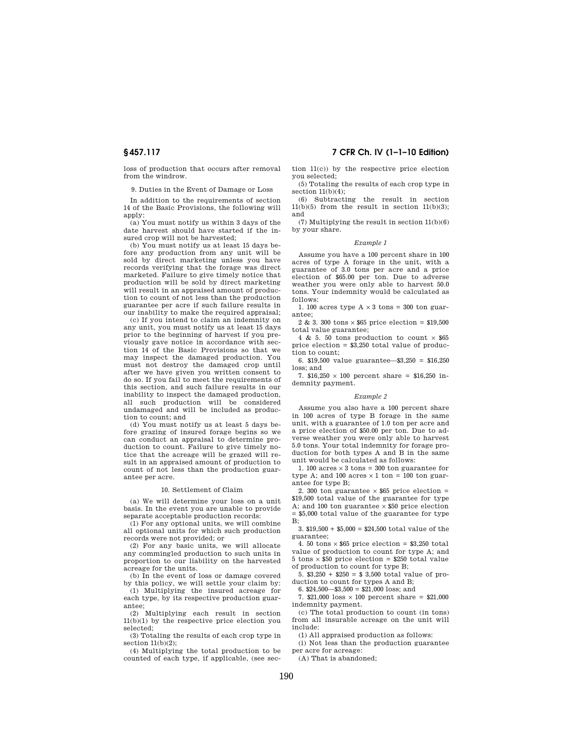loss of production that occurs after removal from the windrow.

9. Duties in the Event of Damage or Loss

In addition to the requirements of section 14 of the Basic Provisions, the following will apply:

(a) You must notify us within 3 days of the date harvest should have started if the insured crop will not be harvested;

(b) You must notify us at least 15 days before any production from any unit will be sold by direct marketing unless you have records verifying that the forage was direct marketed. Failure to give timely notice that production will be sold by direct marketing will result in an appraised amount of production to count of not less than the production guarantee per acre if such failure results in our inability to make the required appraisal;

(c) If you intend to claim an indemnity on any unit, you must notify us at least 15 days prior to the beginning of harvest if you previously gave notice in accordance with section 14 of the Basic Provisions so that we may inspect the damaged production. You must not destroy the damaged crop until after we have given you written consent to do so. If you fail to meet the requirements of this section, and such failure results in our inability to inspect the damaged production, all such production will be considered undamaged and will be included as production to count; and

(d) You must notify us at least 5 days before grazing of insured forage begins so we can conduct an appraisal to determine production to count. Failure to give timely notice that the acreage will be grazed will result in an appraised amount of production to count of not less than the production guarantee per acre.

10. Settlement of Claim

(a) We will determine your loss on a unit basis. In the event you are unable to provide separate acceptable production records:

(1) For any optional units, we will combine all optional units for which such production records were not provided; or

(2) For any basic units, we will allocate any commingled production to such units in proportion to our liability on the harvested acreage for the units.

(b) In the event of loss or damage covered by this policy, we will settle your claim by:

(1) Multiplying the insured acreage for each type, by its respective production guarantee;

(2) Multiplying each result in section 11(b)(1) by the respective price election you selected;

(3) Totaling the results of each crop type in section 11(b)(2);

(4) Multiplying the total production to be counted of each type, if applicable, (see section 11(c)) by the respective price election you selected;

(5) Totaling the results of each crop type in section 11(b)(4);

(6) Subtracting the result in section 11(b)(5) from the result in section 11(b)(3); and

(7) Multiplying the result in section 11(b)(6) by your share.

*Example 1*

Assume you have a 100 percent share in 100 acres of type A forage in the unit, with a guarantee of 3.0 tons per acre and a price election of $65.00 per ton. Due to adverse weather you were only able to harvest 50.0 tons. Your indemnity would be calculated as follows:

1. 100 acres type A × 3 tons = 300 ton guarantee;

2 & 3. 300 tons × $65 price election = $19,500 total value guarantee;

4 & 5. 50 tons production to count × $65 price election = $3,250 total value of production to count;

6. $19,500 value guarantee—$3,250 = $16,250 loss; and

7. $16,250 × 100 percent share = $16,250 indemnity payment.

*Example 2*

Assume you also have a 100 percent share in 100 acres of type B forage in the same unit, with a guarantee of 1.0 ton per acre and a price election of $50.00 per ton. Due to adverse weather you were only able to harvest 5.0 tons. Your total indemnity for forage production for both types A and B in the same unit would be calculated as follows:

1. 100 acres × 3 tons = 300 ton guarantee for type A; and 100 acres × 1 ton = 100 ton guarantee for type B;

2. 300 ton guarantee × $65 price election = $19,500 total value of the guarantee for type A; and 100 ton guarantee × $50 price election = $5,000 total value of the guarantee for type B;

3. $19,500 + $5,000 = $24,500 total value of the guarantee;

4. 50 tons × $65 price election = $3,250 total value of production to count for type A; and 5 tons × $50 price election = $250 total value of production to count for type B;

5. $3,250 + $250 = $ 3,500 total value of production to count for types A and B;

6. $24,500—$3,500 = $21,000 loss; and

7. $21,000 loss × 100 percent share = $21,000 indemnity payment.

(c) The total production to count (in tons) from all insurable acreage on the unit will include:

(1) All appraised production as follows:

(i) Not less than the production guarantee per acre for acreage:

(A) That is abandoned;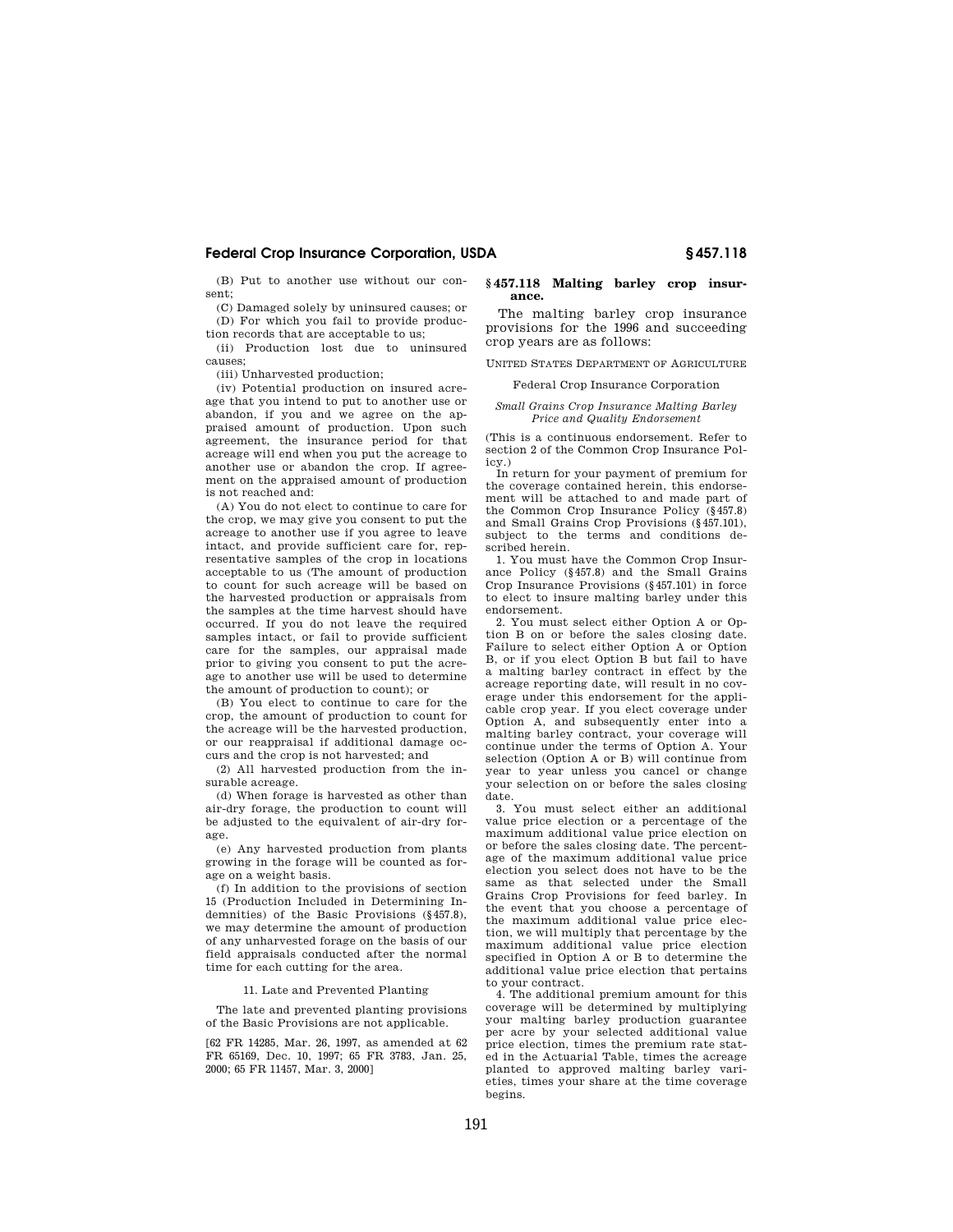(B) Put to another use without our consent;

(C) Damaged solely by uninsured causes; or

(D) For which you fail to provide production records that are acceptable to us;

(ii) Production lost due to uninsured causes;

(iii) Unharvested production;

(iv) Potential production on insured acreage that you intend to put to another use or abandon, if you and we agree on the appraised amount of production. Upon such agreement, the insurance period for that acreage will end when you put the acreage to another use or abandon the crop. If agreement on the appraised amount of production is not reached and:

(A) You do not elect to continue to care for the crop, we may give you consent to put the acreage to another use if you agree to leave intact, and provide sufficient care for, representative samples of the crop in locations acceptable to us (The amount of production to count for such acreage will be based on the harvested production or appraisals from the samples at the time harvest should have occurred. If you do not leave the required samples intact, or fail to provide sufficient care for the samples, our appraisal made prior to giving you consent to put the acreage to another use will be used to determine the amount of production to count); or

(B) You elect to continue to care for the crop, the amount of production to count for the acreage will be the harvested production, or our reappraisal if additional damage occurs and the crop is not harvested; and

(2) All harvested production from the insurable acreage.

(d) When forage is harvested as other than air-dry forage, the production to count will be adjusted to the equivalent of air-dry forage.

(e) Any harvested production from plants growing in the forage will be counted as forage on a weight basis.

(f) In addition to the provisions of section 15 (Production Included in Determining Indemnities) of the Basic Provisions (§457.8), we may determine the amount of production of any unharvested forage on the basis of our field appraisals conducted after the normal time for each cutting for the area.

11. Late and Prevented Planting

The late and prevented planting provisions of the Basic Provisions are not applicable.

[62 FR 14285, Mar. 26, 1997, as amended at 62 FR 65169, Dec. 10, 1997; 65 FR 3783, Jan. 25, 2000; 65 FR 11457, Mar. 3, 2000]

## §457.118 Malting barley crop insurance.

The malting barley crop insurance provisions for the 1996 and succeeding crop years are as follows:

UNITED STATES DEPARTMENT OF AGRICULTURE

Federal Crop Insurance Corporation

*Small Grains Crop Insurance Malting Barley Price and Quality Endorsement*

(This is a continuous endorsement. Refer to section 2 of the Common Crop Insurance Policy.)

In return for your payment of premium for the coverage contained herein, this endorsement will be attached to and made part of the Common Crop Insurance Policy (§457.8) and Small Grains Crop Provisions (§457.101), subject to the terms and conditions described herein.

1. You must have the Common Crop Insurance Policy (§457.8) and the Small Grains Crop Insurance Provisions (§457.101) in force to elect to insure malting barley under this endorsement.

2. You must select either Option A or Option B on or before the sales closing date. Failure to select either Option A or Option B, or if you elect Option B but fail to have a malting barley contract in effect by the acreage reporting date, will result in no coverage under this endorsement for the applicable crop year. If you elect coverage under Option A, and subsequently enter into a malting barley contract, your coverage will continue under the terms of Option A. Your selection (Option A or B) will continue from year to year unless you cancel or change your selection on or before the sales closing date.

3. You must select either an additional value price election or a percentage of the maximum additional value price election on or before the sales closing date. The percentage of the maximum additional value price election you select does not have to be the same as that selected under the Small Grains Crop Provisions for feed barley. In the event that you choose a percentage of the maximum additional value price election, we will multiply that percentage by the maximum additional value price election specified in Option A or B to determine the additional value price election that pertains to your contract.

4. The additional premium amount for this coverage will be determined by multiplying your malting barley production guarantee per acre by your selected additional value price election, times the premium rate stated in the Actuarial Table, times the acreage planted to approved malting barley varieties, times your share at the time coverage begins.